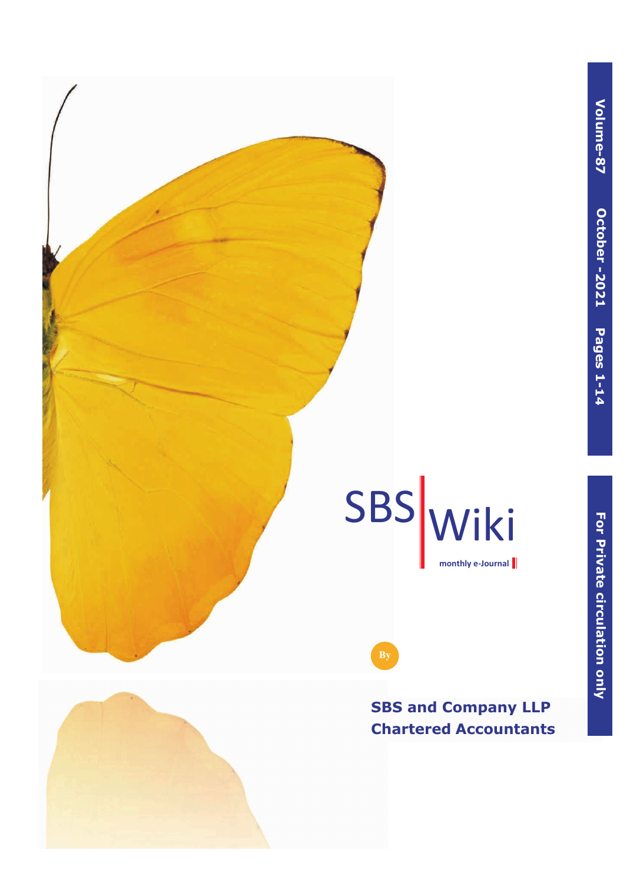# SBS Wiki

monthly e-Journal

By

**SBS and Company LLP**
**Chartered Accountants**

**Volume-87 October - 2021 Pages 1-14**

**For Private circulation only**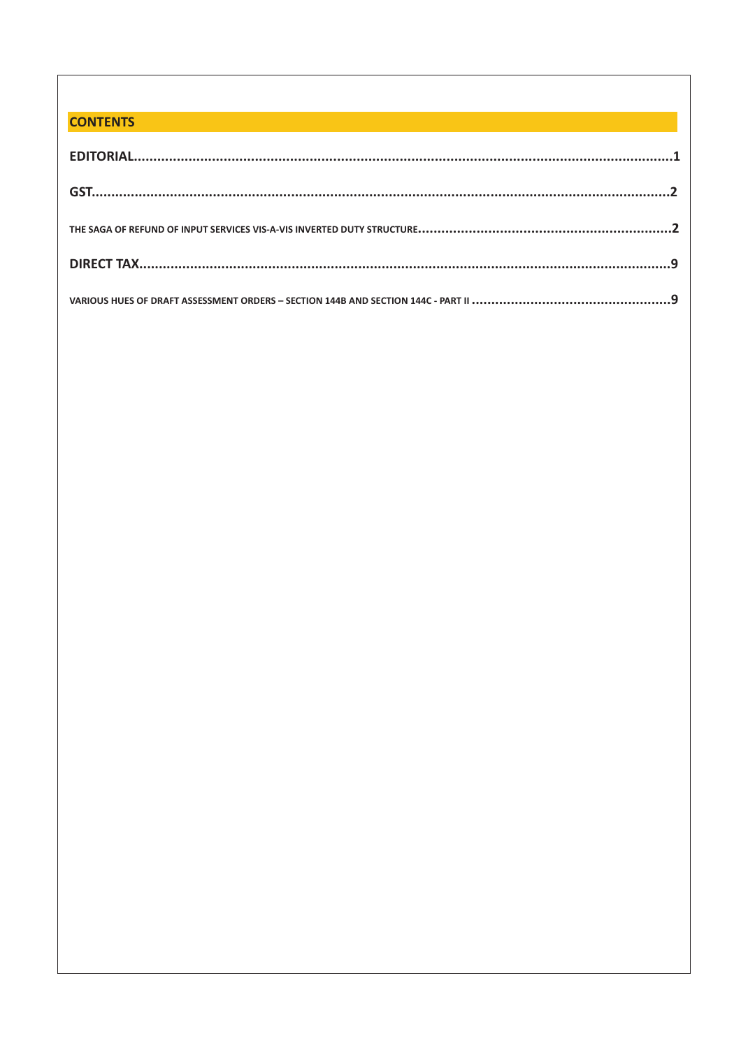## CONTENTS

**EDITORIAL**......................................................................................................................................1

**GST**...................................................................................................................................................2

THE SAGA OF REFUND OF INPUT SERVICES VIS-A-VIS INVERTED DUTY STRUCTURE..............................................2

**DIRECT TAX**......................................................................................................................................9

VARIOUS HUES OF DRAFT ASSESSMENT ORDERS – SECTION 144B AND SECTION 144C - PART II ...............................9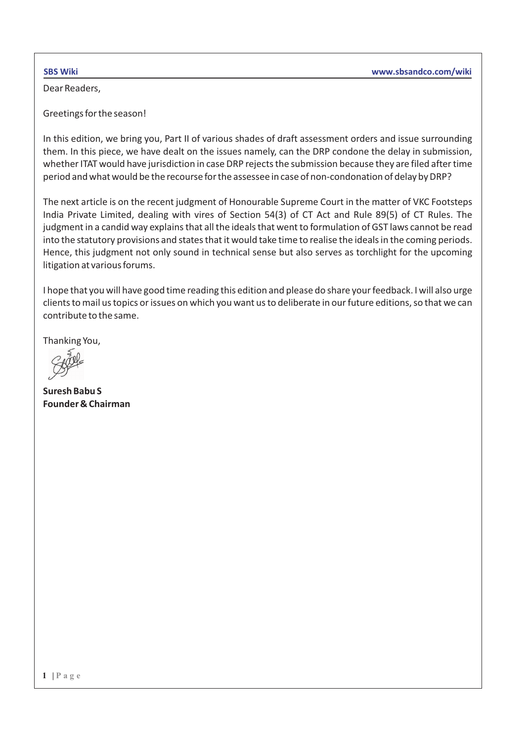Dear Readers,

Greetings for the season!

In this edition, we bring you, Part II of various shades of draft assessment orders and issue surrounding them. In this piece, we have dealt on the issues namely, can the DRP condone the delay in submission, whether ITAT would have jurisdiction in case DRP rejects the submission because they are filed after time period and what would be the recourse for the assessee in case of non-condonation of delay by DRP?

The next article is on the recent judgment of Honourable Supreme Court in the matter of VKC Footsteps India Private Limited, dealing with vires of Section 54(3) of CT Act and Rule 89(5) of CT Rules. The judgment in a candid way explains that all the ideals that went to formulation of GST laws cannot be read into the statutory provisions and states that it would take time to realise the ideals in the coming periods. Hence, this judgment not only sound in technical sense but also serves as torchlight for the upcoming litigation at various forums.

I hope that you will have good time reading this edition and please do share your feedback. I will also urge clients to mail us topics or issues on which you want us to deliberate in our future editions, so that we can contribute to the same.

Thanking You,

**Suresh Babu S**
**Founder & Chairman**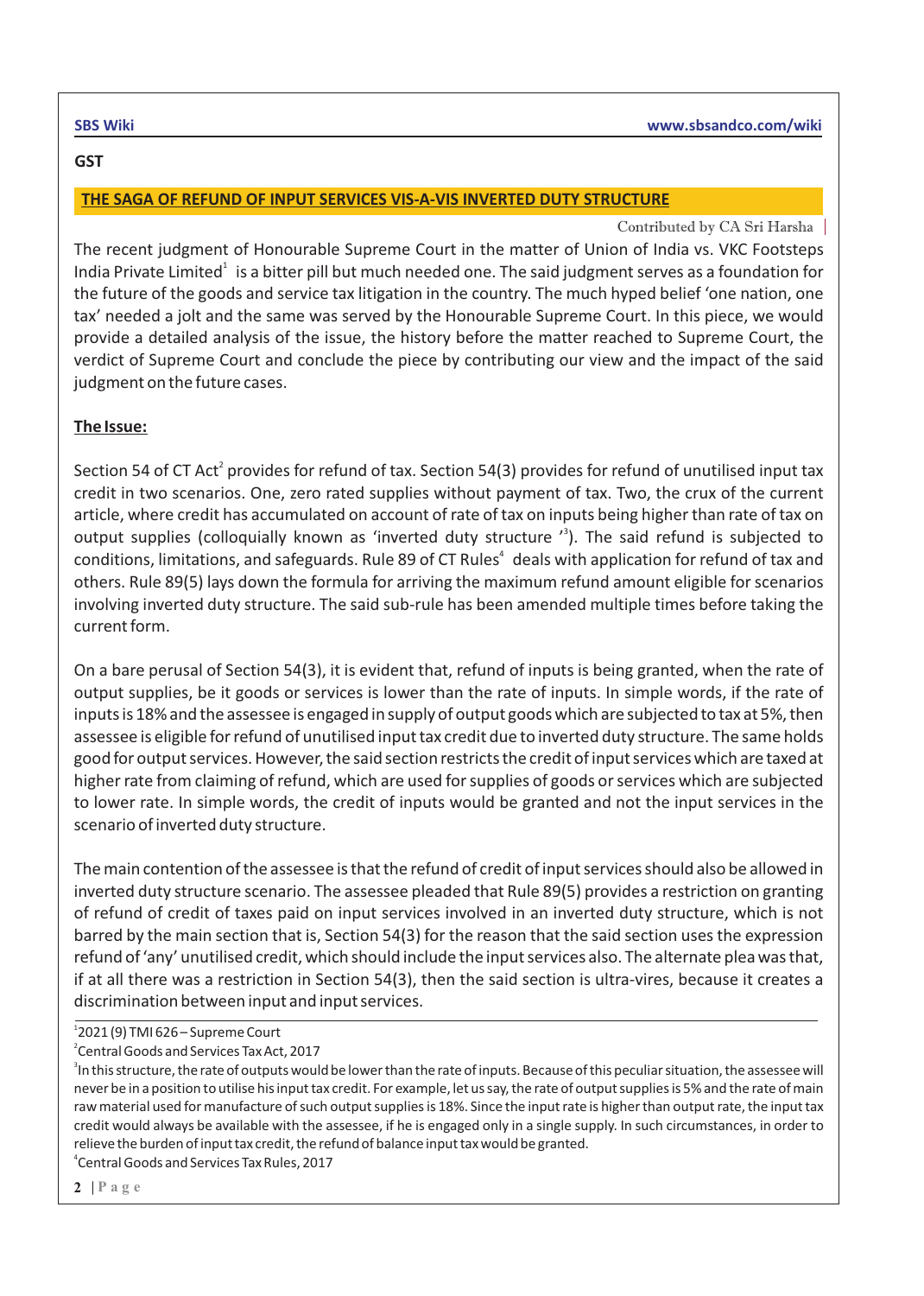## GST

### THE SAGA OF REFUND OF INPUT SERVICES VIS-A-VIS INVERTED DUTY STRUCTURE

Contributed by CA Sri Harsha

The recent judgment of Honourable Supreme Court in the matter of Union of India vs. VKC Footsteps India Private Limited[1] is a bitter pill but much needed one. The said judgment serves as a foundation for the future of the goods and service tax litigation in the country. The much hyped belief 'one nation, one tax' needed a jolt and the same was served by the Honourable Supreme Court. In this piece, we would provide a detailed analysis of the issue, the history before the matter reached to Supreme Court, the verdict of Supreme Court and conclude the piece by contributing our view and the impact of the said judgment on the future cases.

**The Issue:**

Section 54 of CT Act[2] provides for refund of tax. Section 54(3) provides for refund of unutilised input tax credit in two scenarios. One, zero rated supplies without payment of tax. Two, the crux of the current article, where credit has accumulated on account of rate of tax on inputs being higher than rate of tax on output supplies (colloquially known as 'inverted duty structure '[3]). The said refund is subjected to conditions, limitations, and safeguards. Rule 89 of CT Rules[4] deals with application for refund of tax and others. Rule 89(5) lays down the formula for arriving the maximum refund amount eligible for scenarios involving inverted duty structure. The said sub-rule has been amended multiple times before taking the current form.

On a bare perusal of Section 54(3), it is evident that, refund of inputs is being granted, when the rate of output supplies, be it goods or services is lower than the rate of inputs. In simple words, if the rate of inputs is 18% and the assessee is engaged in supply of output goods which are subjected to tax at 5%, then assessee is eligible for refund of unutilised input tax credit due to inverted duty structure. The same holds good for output services. However, the said section restricts the credit of input services which are taxed at higher rate from claiming of refund, which are used for supplies of goods or services which are subjected to lower rate. In simple words, the credit of inputs would be granted and not the input services in the scenario of inverted duty structure.

The main contention of the assessee is that the refund of credit of input services should also be allowed in inverted duty structure scenario. The assessee pleaded that Rule 89(5) provides a restriction on granting of refund of credit of taxes paid on input services involved in an inverted duty structure, which is not barred by the main section that is, Section 54(3) for the reason that the said section uses the expression refund of 'any' unutilised credit, which should include the input services also. The alternate plea was that, if at all there was a restriction in Section 54(3), then the said section is ultra-vires, because it creates a discrimination between input and input services.

---

[1] 2021 (9) TMI 626 – Supreme Court

[2] Central Goods and Services Tax Act, 2017

[3] In this structure, the rate of outputs would be lower than the rate of inputs. Because of this peculiar situation, the assessee will never be in a position to utilise his input tax credit. For example, let us say, the rate of output supplies is 5% and the rate of main raw material used for manufacture of such output supplies is 18%. Since the input rate is higher than output rate, the input tax credit would always be available with the assessee, if he is engaged only in a single supply. In such circumstances, in order to relieve the burden of input tax credit, the refund of balance input tax would be granted.

[4] Central Goods and Services Tax Rules, 2017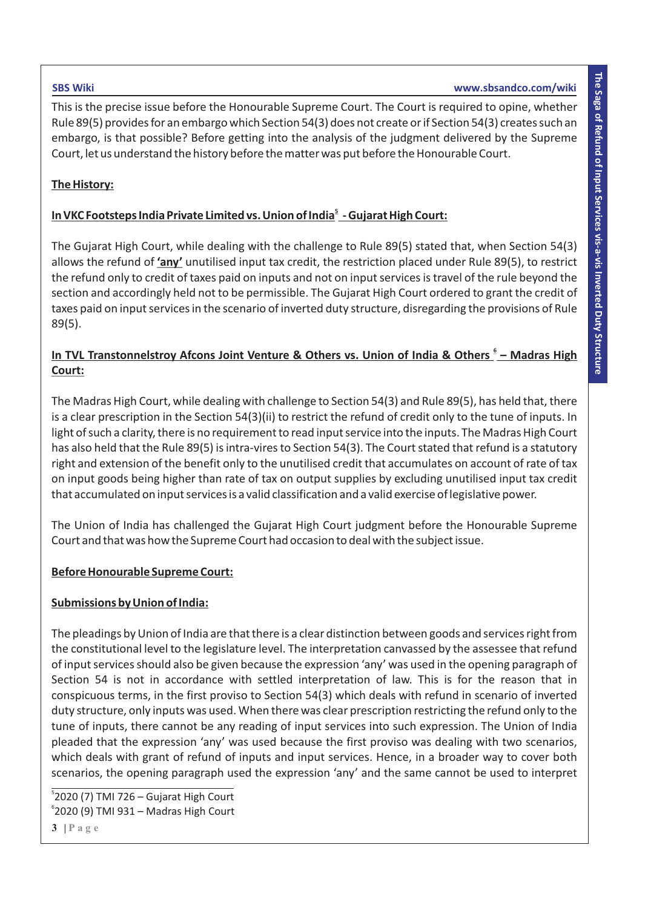This is the precise issue before the Honourable Supreme Court. The Court is required to opine, whether Rule 89(5) provides for an embargo which Section 54(3) does not create or if Section 54(3) creates such an embargo, is that possible? Before getting into the analysis of the judgment delivered by the Supreme Court, let us understand the history before the matter was put before the Honourable Court.

**The History:**

**In VKC Footsteps India Private Limited vs. Union of India[5] - Gujarat High Court:**

The Gujarat High Court, while dealing with the challenge to Rule 89(5) stated that, when Section 54(3) allows the refund of **'any'** unutilised input tax credit, the restriction placed under Rule 89(5), to restrict the refund only to credit of taxes paid on inputs and not on input services is travel of the rule beyond the section and accordingly held not to be permissible. The Gujarat High Court ordered to grant the credit of taxes paid on input services in the scenario of inverted duty structure, disregarding the provisions of Rule 89(5).

**In TVL Transtonnelstroy Afcons Joint Venture & Others vs. Union of India & Others[6] – Madras High Court:**

The Madras High Court, while dealing with challenge to Section 54(3) and Rule 89(5), has held that, there is a clear prescription in the Section 54(3)(ii) to restrict the refund of credit only to the tune of inputs. In light of such a clarity, there is no requirement to read input service into the inputs. The Madras High Court has also held that the Rule 89(5) is intra-vires to Section 54(3). The Court stated that refund is a statutory right and extension of the benefit only to the unutilised credit that accumulates on account of rate of tax on input goods being higher than rate of tax on output supplies by excluding unutilised input tax credit that accumulated on input services is a valid classification and a valid exercise of legislative power.

The Union of India has challenged the Gujarat High Court judgment before the Honourable Supreme Court and that was how the Supreme Court had occasion to deal with the subject issue.

**Before Honourable Supreme Court:**

**Submissions by Union of India:**

The pleadings by Union of India are that there is a clear distinction between goods and services right from the constitutional level to the legislature level. The interpretation canvassed by the assessee that refund of input services should also be given because the expression 'any' was used in the opening paragraph of Section 54 is not in accordance with settled interpretation of law. This is for the reason that in conspicuous terms, in the first proviso to Section 54(3) which deals with refund in scenario of inverted duty structure, only inputs was used. When there was clear prescription restricting the refund only to the tune of inputs, there cannot be any reading of input services into such expression. The Union of India pleaded that the expression 'any' was used because the first proviso was dealing with two scenarios, which deals with grant of refund of inputs and input services. Hence, in a broader way to cover both scenarios, the opening paragraph used the expression 'any' and the same cannot be used to interpret

[5] 2020 (7) TMI 726 – Gujarat High Court

[6] 2020 (9) TMI 931 – Madras High Court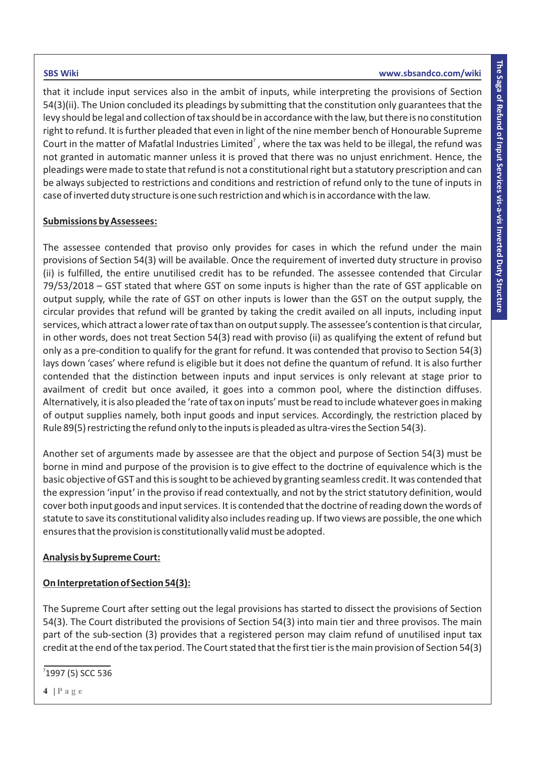that it include input services also in the ambit of inputs, while interpreting the provisions of Section 54(3)(ii). The Union concluded its pleadings by submitting that the constitution only guarantees that the levy should be legal and collection of tax should be in accordance with the law, but there is no constitution right to refund. It is further pleaded that even in light of the nine member bench of Honourable Supreme Court in the matter of Mafatlal Industries Limited[7], where the tax was held to be illegal, the refund was not granted in automatic manner unless it is proved that there was no unjust enrichment. Hence, the pleadings were made to state that refund is not a constitutional right but a statutory prescription and can be always subjected to restrictions and conditions and restriction of refund only to the tune of inputs in case of inverted duty structure is one such restriction and which is in accordance with the law.

**Submissions by Assessees:**

The assessee contended that proviso only provides for cases in which the refund under the main provisions of Section 54(3) will be available. Once the requirement of inverted duty structure in proviso (ii) is fulfilled, the entire unutilised credit has to be refunded. The assessee contended that Circular 79/53/2018 – GST stated that where GST on some inputs is higher than the rate of GST applicable on output supply, while the rate of GST on other inputs is lower than the GST on the output supply, the circular provides that refund will be granted by taking the credit availed on all inputs, including input services, which attract a lower rate of tax than on output supply. The assessee's contention is that circular, in other words, does not treat Section 54(3) read with proviso (ii) as qualifying the extent of refund but only as a pre-condition to qualify for the grant for refund. It was contended that proviso to Section 54(3) lays down 'cases' where refund is eligible but it does not define the quantum of refund. It is also further contended that the distinction between inputs and input services is only relevant at stage prior to availment of credit but once availed, it goes into a common pool, where the distinction diffuses. Alternatively, it is also pleaded the 'rate of tax on inputs' must be read to include whatever goes in making of output supplies namely, both input goods and input services. Accordingly, the restriction placed by Rule 89(5) restricting the refund only to the inputs is pleaded as ultra-vires the Section 54(3).

Another set of arguments made by assessee are that the object and purpose of Section 54(3) must be borne in mind and purpose of the provision is to give effect to the doctrine of equivalence which is the basic objective of GST and this is sought to be achieved by granting seamless credit. It was contended that the expression 'input' in the proviso if read contextually, and not by the strict statutory definition, would cover both input goods and input services. It is contended that the doctrine of reading down the words of statute to save its constitutional validity also includes reading up. If two views are possible, the one which ensures that the provision is constitutionally valid must be adopted.

**Analysis by Supreme Court:**

**On Interpretation of Section 54(3):**

The Supreme Court after setting out the legal provisions has started to dissect the provisions of Section 54(3). The Court distributed the provisions of Section 54(3) into main tier and three provisos. The main part of the sub-section (3) provides that a registered person may claim refund of unutilised input tax credit at the end of the tax period. The Court stated that the first tier is the main provision of Section 54(3)

[7] 1997 (5) SCC 536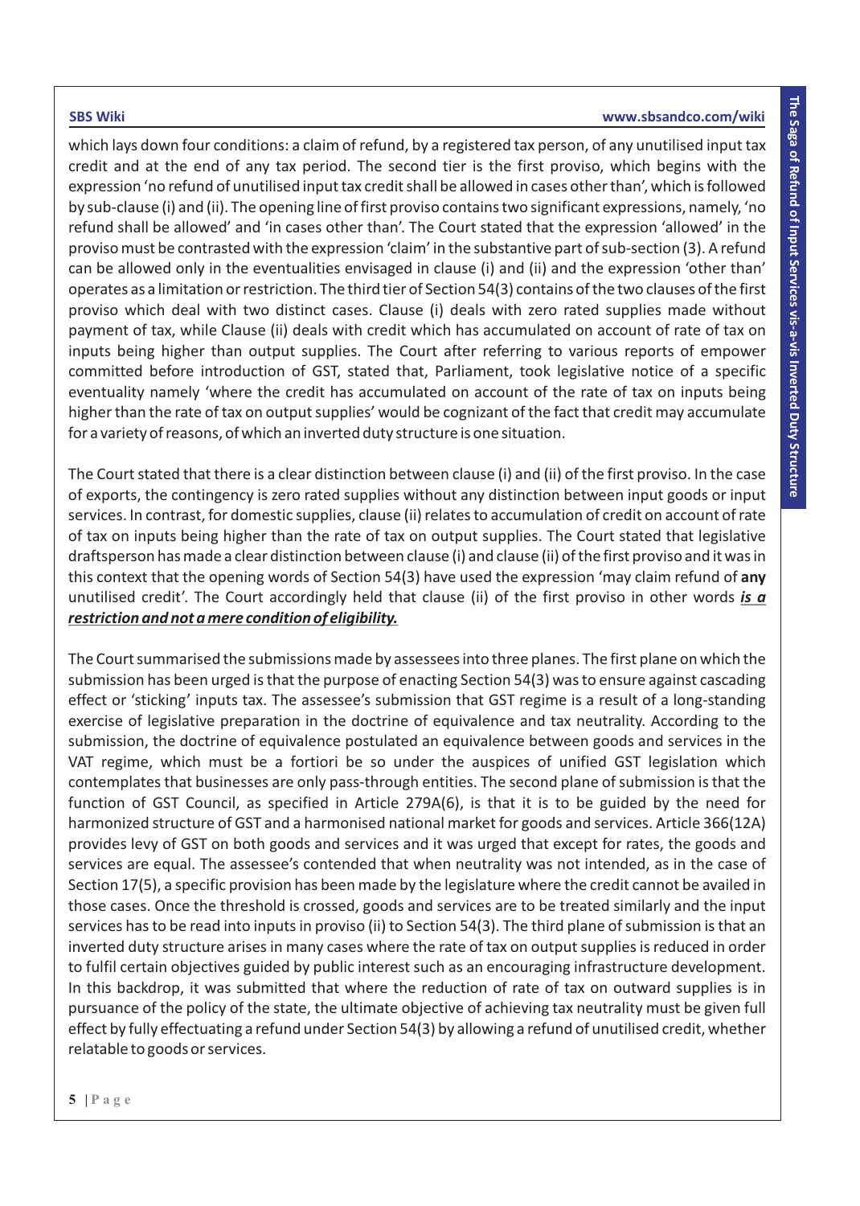which lays down four conditions: a claim of refund, by a registered tax person, of any unutilised input tax credit and at the end of any tax period. The second tier is the first proviso, which begins with the expression 'no refund of unutilised input tax credit shall be allowed in cases other than', which is followed by sub-clause (i) and (ii). The opening line of first proviso contains two significant expressions, namely, 'no refund shall be allowed' and 'in cases other than'. The Court stated that the expression 'allowed' in the proviso must be contrasted with the expression 'claim' in the substantive part of sub-section (3). A refund can be allowed only in the eventualities envisaged in clause (i) and (ii) and the expression 'other than' operates as a limitation or restriction. The third tier of Section 54(3) contains of the two clauses of the first proviso which deal with two distinct cases. Clause (i) deals with zero rated supplies made without payment of tax, while Clause (ii) deals with credit which has accumulated on account of rate of tax on inputs being higher than output supplies. The Court after referring to various reports of empower committed before introduction of GST, stated that, Parliament, took legislative notice of a specific eventuality namely 'where the credit has accumulated on account of the rate of tax on inputs being higher than the rate of tax on output supplies' would be cognizant of the fact that credit may accumulate for a variety of reasons, of which an inverted duty structure is one situation.

The Court stated that there is a clear distinction between clause (i) and (ii) of the first proviso. In the case of exports, the contingency is zero rated supplies without any distinction between input goods or input services. In contrast, for domestic supplies, clause (ii) relates to accumulation of credit on account of rate of tax on inputs being higher than the rate of tax on output supplies. The Court stated that legislative draftsperson has made a clear distinction between clause (i) and clause (ii) of the first proviso and it was in this context that the opening words of Section 54(3) have used the expression 'may claim refund of **any** unutilised credit'. The Court accordingly held that clause (ii) of the first proviso in other words ***is a restriction and not a mere condition of eligibility.***

The Court summarised the submissions made by assessees into three planes. The first plane on which the submission has been urged is that the purpose of enacting Section 54(3) was to ensure against cascading effect or 'sticking' inputs tax. The assessee's submission that GST regime is a result of a long-standing exercise of legislative preparation in the doctrine of equivalence and tax neutrality. According to the submission, the doctrine of equivalence postulated an equivalence between goods and services in the VAT regime, which must be a fortiori be so under the auspices of unified GST legislation which contemplates that businesses are only pass-through entities. The second plane of submission is that the function of GST Council, as specified in Article 279A(6), is that it is to be guided by the need for harmonized structure of GST and a harmonised national market for goods and services. Article 366(12A) provides levy of GST on both goods and services and it was urged that except for rates, the goods and services are equal. The assessee's contended that when neutrality was not intended, as in the case of Section 17(5), a specific provision has been made by the legislature where the credit cannot be availed in those cases. Once the threshold is crossed, goods and services are to be treated similarly and the input services has to be read into inputs in proviso (ii) to Section 54(3). The third plane of submission is that an inverted duty structure arises in many cases where the rate of tax on output supplies is reduced in order to fulfil certain objectives guided by public interest such as an encouraging infrastructure development. In this backdrop, it was submitted that where the reduction of rate of tax on outward supplies is in pursuance of the policy of the state, the ultimate objective of achieving tax neutrality must be given full effect by fully effectuating a refund under Section 54(3) by allowing a refund of unutilised credit, whether relatable to goods or services.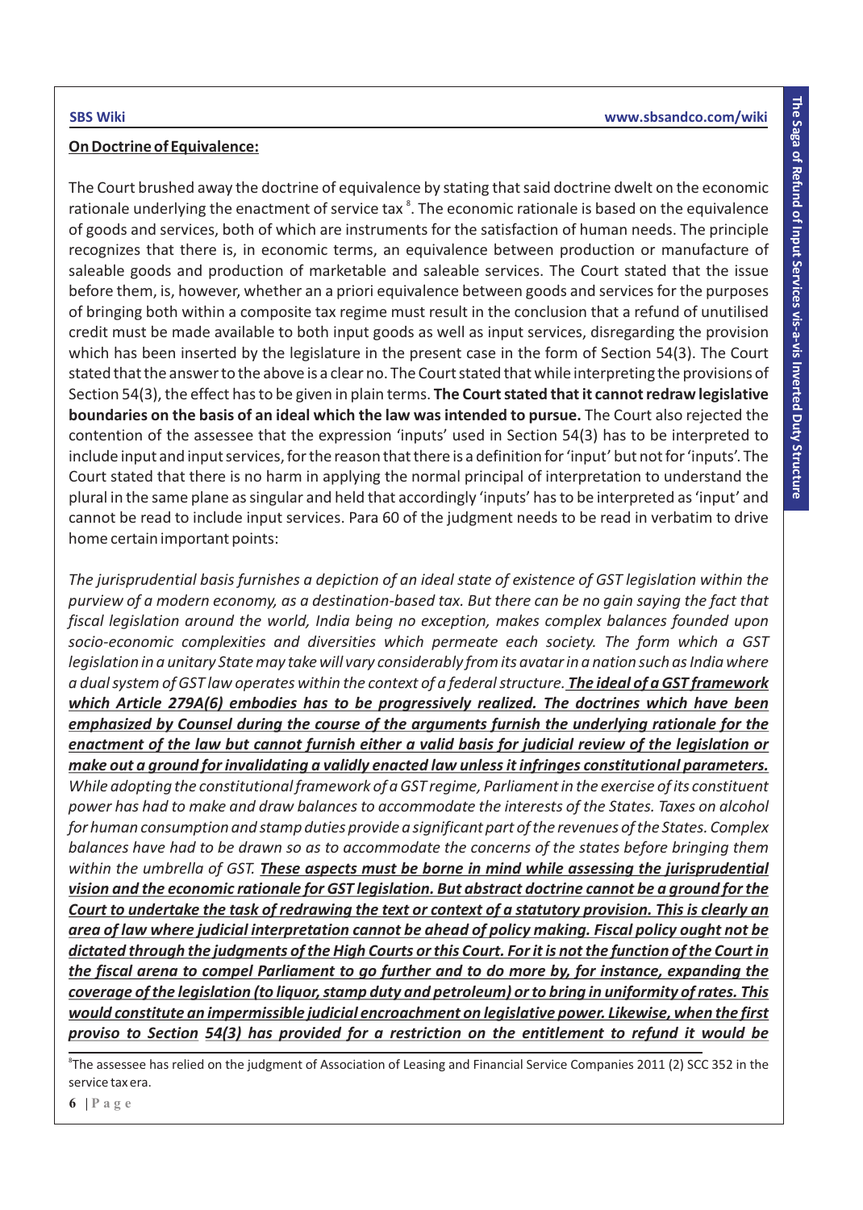**On Doctrine of Equivalence:**

The Court brushed away the doctrine of equivalence by stating that said doctrine dwelt on the economic rationale underlying the enactment of service tax [8]. The economic rationale is based on the equivalence of goods and services, both of which are instruments for the satisfaction of human needs. The principle recognizes that there is, in economic terms, an equivalence between production or manufacture of saleable goods and production of marketable and saleable services. The Court stated that the issue before them, is, however, whether an a priori equivalence between goods and services for the purposes of bringing both within a composite tax regime must result in the conclusion that a refund of unutilised credit must be made available to both input goods as well as input services, disregarding the provision which has been inserted by the legislature in the present case in the form of Section 54(3). The Court stated that the answer to the above is a clear no. The Court stated that while interpreting the provisions of Section 54(3), the effect has to be given in plain terms. **The Court stated that it cannot redraw legislative boundaries on the basis of an ideal which the law was intended to pursue.** The Court also rejected the contention of the assessee that the expression 'inputs' used in Section 54(3) has to be interpreted to include input and input services, for the reason that there is a definition for 'input' but not for 'inputs'. The Court stated that there is no harm in applying the normal principal of interpretation to understand the plural in the same plane as singular and held that accordingly 'inputs' has to be interpreted as 'input' and cannot be read to include input services. Para 60 of the judgment needs to be read in verbatim to drive home certain important points:

*The jurisprudential basis furnishes a depiction of an ideal state of existence of GST legislation within the purview of a modern economy, as a destination-based tax. But there can be no gain saying the fact that fiscal legislation around the world, India being no exception, makes complex balances founded upon socio-economic complexities and diversities which permeate each society. The form which a GST legislation in a unitary State may take will vary considerably from its avatar in a nation such as India where a dual system of GST law operates within the context of a federal structure.* ***<u>The ideal of a GST framework which Article 279A(6) embodies has to be progressively realized. The doctrines which have been emphasized by Counsel during the course of the arguments furnish the underlying rationale for the enactment of the law but cannot furnish either a valid basis for judicial review of the legislation or make out a ground for invalidating a validly enacted law unless it infringes constitutional parameters.</u>*** *While adopting the constitutional framework of a GST regime, Parliament in the exercise of its constituent power has had to make and draw balances to accommodate the interests of the States. Taxes on alcohol for human consumption and stamp duties provide a significant part of the revenues of the States. Complex balances have had to be drawn so as to accommodate the concerns of the states before bringing them within the umbrella of GST.* ***<u>These aspects must be borne in mind while assessing the jurisprudential vision and the economic rationale for GST legislation. But abstract doctrine cannot be a ground for the Court to undertake the task of redrawing the text or context of a statutory provision. This is clearly an area of law where judicial interpretation cannot be ahead of policy making. Fiscal policy ought not be dictated through the judgments of the High Courts or this Court. For it is not the function of the Court in the fiscal arena to compel Parliament to go further and to do more by, for instance, expanding the coverage of the legislation (to liquor, stamp duty and petroleum) or to bring in uniformity of rates. This would constitute an impermissible judicial encroachment on legislative power. Likewise, when the first proviso to Section 54(3) has provided for a restriction on the entitlement to refund it would be</u>***

[8] The assessee has relied on the judgment of Association of Leasing and Financial Service Companies 2011 (2) SCC 352 in the service tax era.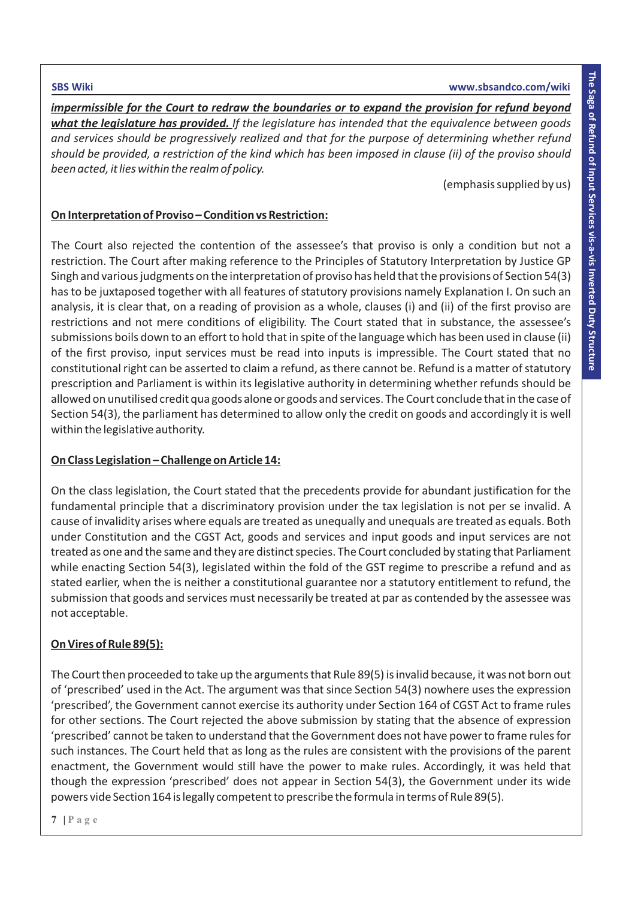***impermissible for the Court to redraw the boundaries or to expand the provision for refund beyond what the legislature has provided.*** *If the legislature has intended that the equivalence between goods and services should be progressively realized and that for the purpose of determining whether refund should be provided, a restriction of the kind which has been imposed in clause (ii) of the proviso should been acted, it lies within the realm of policy.*

(emphasis supplied by us)

**On Interpretation of Proviso – Condition vs Restriction:**

The Court also rejected the contention of the assessee's that proviso is only a condition but not a restriction. The Court after making reference to the Principles of Statutory Interpretation by Justice GP Singh and various judgments on the interpretation of proviso has held that the provisions of Section 54(3) has to be juxtaposed together with all features of statutory provisions namely Explanation I. On such an analysis, it is clear that, on a reading of provision as a whole, clauses (i) and (ii) of the first proviso are restrictions and not mere conditions of eligibility. The Court stated that in substance, the assessee's submissions boils down to an effort to hold that in spite of the language which has been used in clause (ii) of the first proviso, input services must be read into inputs is impressible. The Court stated that no constitutional right can be asserted to claim a refund, as there cannot be. Refund is a matter of statutory prescription and Parliament is within its legislative authority in determining whether refunds should be allowed on unutilised credit qua goods alone or goods and services. The Court conclude that in the case of Section 54(3), the parliament has determined to allow only the credit on goods and accordingly it is well within the legislative authority.

**On Class Legislation – Challenge on Article 14:**

On the class legislation, the Court stated that the precedents provide for abundant justification for the fundamental principle that a discriminatory provision under the tax legislation is not per se invalid. A cause of invalidity arises where equals are treated as unequally and unequals are treated as equals. Both under Constitution and the CGST Act, goods and services and input goods and input services are not treated as one and the same and they are distinct species. The Court concluded by stating that Parliament while enacting Section 54(3), legislated within the fold of the GST regime to prescribe a refund and as stated earlier, when the is neither a constitutional guarantee nor a statutory entitlement to refund, the submission that goods and services must necessarily be treated at par as contended by the assessee was not acceptable.

**On Vires of Rule 89(5):**

The Court then proceeded to take up the arguments that Rule 89(5) is invalid because, it was not born out of 'prescribed' used in the Act. The argument was that since Section 54(3) nowhere uses the expression 'prescribed', the Government cannot exercise its authority under Section 164 of CGST Act to frame rules for other sections. The Court rejected the above submission by stating that the absence of expression 'prescribed' cannot be taken to understand that the Government does not have power to frame rules for such instances. The Court held that as long as the rules are consistent with the provisions of the parent enactment, the Government would still have the power to make rules. Accordingly, it was held that though the expression 'prescribed' does not appear in Section 54(3), the Government under its wide powers vide Section 164 is legally competent to prescribe the formula in terms of Rule 89(5).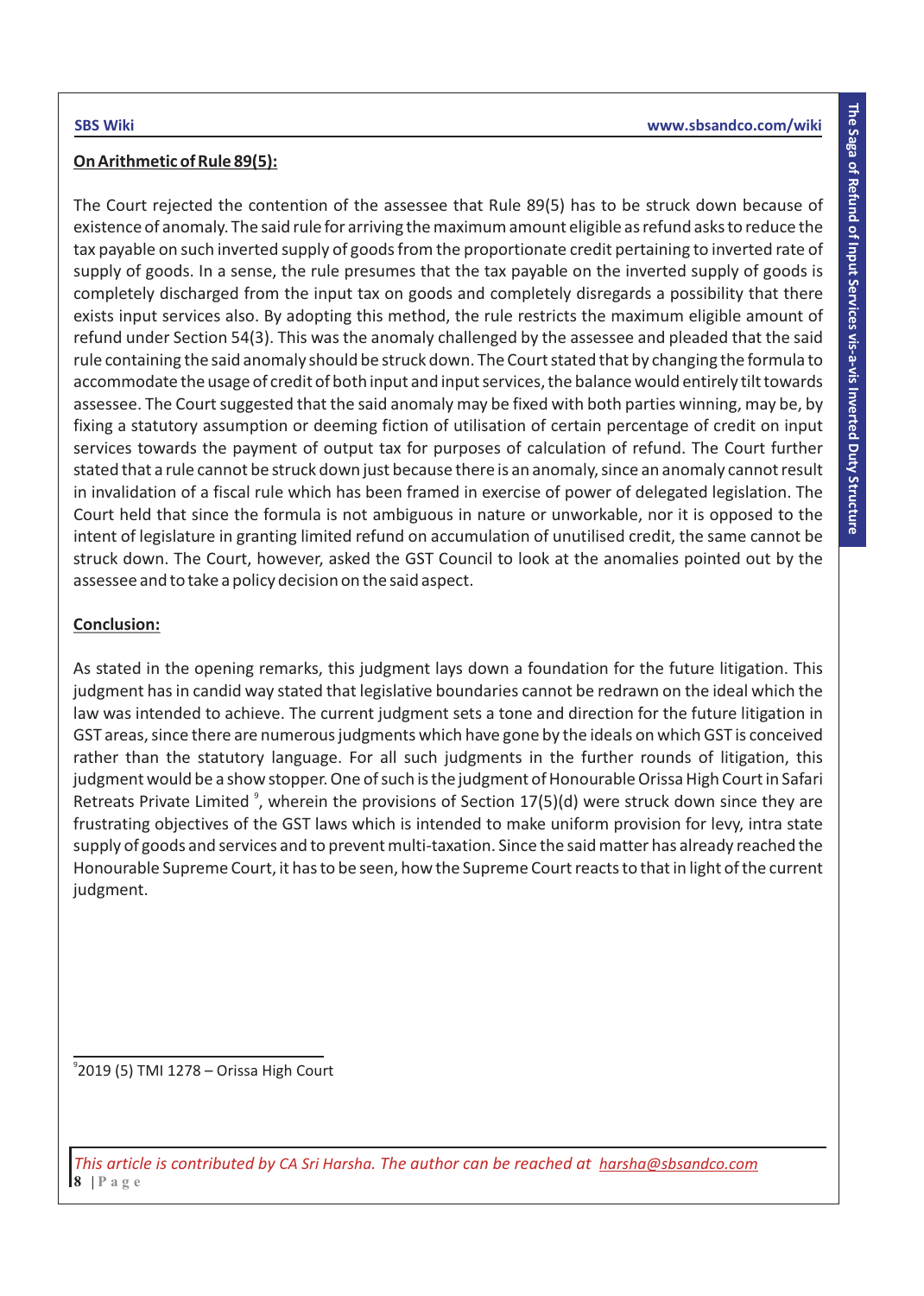**On Arithmetic of Rule 89(5):**

The Court rejected the contention of the assessee that Rule 89(5) has to be struck down because of existence of anomaly. The said rule for arriving the maximum amount eligible as refund asks to reduce the tax payable on such inverted supply of goods from the proportionate credit pertaining to inverted rate of supply of goods. In a sense, the rule presumes that the tax payable on the inverted supply of goods is completely discharged from the input tax on goods and completely disregards a possibility that there exists input services also. By adopting this method, the rule restricts the maximum eligible amount of refund under Section 54(3). This was the anomaly challenged by the assessee and pleaded that the said rule containing the said anomaly should be struck down. The Court stated that by changing the formula to accommodate the usage of credit of both input and input services, the balance would entirely tilt towards assessee. The Court suggested that the said anomaly may be fixed with both parties winning, may be, by fixing a statutory assumption or deeming fiction of utilisation of certain percentage of credit on input services towards the payment of output tax for purposes of calculation of refund. The Court further stated that a rule cannot be struck down just because there is an anomaly, since an anomaly cannot result in invalidation of a fiscal rule which has been framed in exercise of power of delegated legislation. The Court held that since the formula is not ambiguous in nature or unworkable, nor it is opposed to the intent of legislature in granting limited refund on accumulation of unutilised credit, the same cannot be struck down. The Court, however, asked the GST Council to look at the anomalies pointed out by the assessee and to take a policy decision on the said aspect.

**Conclusion:**

As stated in the opening remarks, this judgment lays down a foundation for the future litigation. This judgment has in candid way stated that legislative boundaries cannot be redrawn on the ideal which the law was intended to achieve. The current judgment sets a tone and direction for the future litigation in GST areas, since there are numerous judgments which have gone by the ideals on which GST is conceived rather than the statutory language. For all such judgments in the further rounds of litigation, this judgment would be a show stopper. One of such is the judgment of Honourable Orissa High Court in Safari Retreats Private Limited [9], wherein the provisions of Section 17(5)(d) were struck down since they are frustrating objectives of the GST laws which is intended to make uniform provision for levy, intra state supply of goods and services and to prevent multi-taxation. Since the said matter has already reached the Honourable Supreme Court, it has to be seen, how the Supreme Court reacts to that in light of the current judgment.

[9] 2019 (5) TMI 1278 – Orissa High Court

*This article is contributed by CA Sri Harsha. The author can be reached at harsha@sbsandco.com*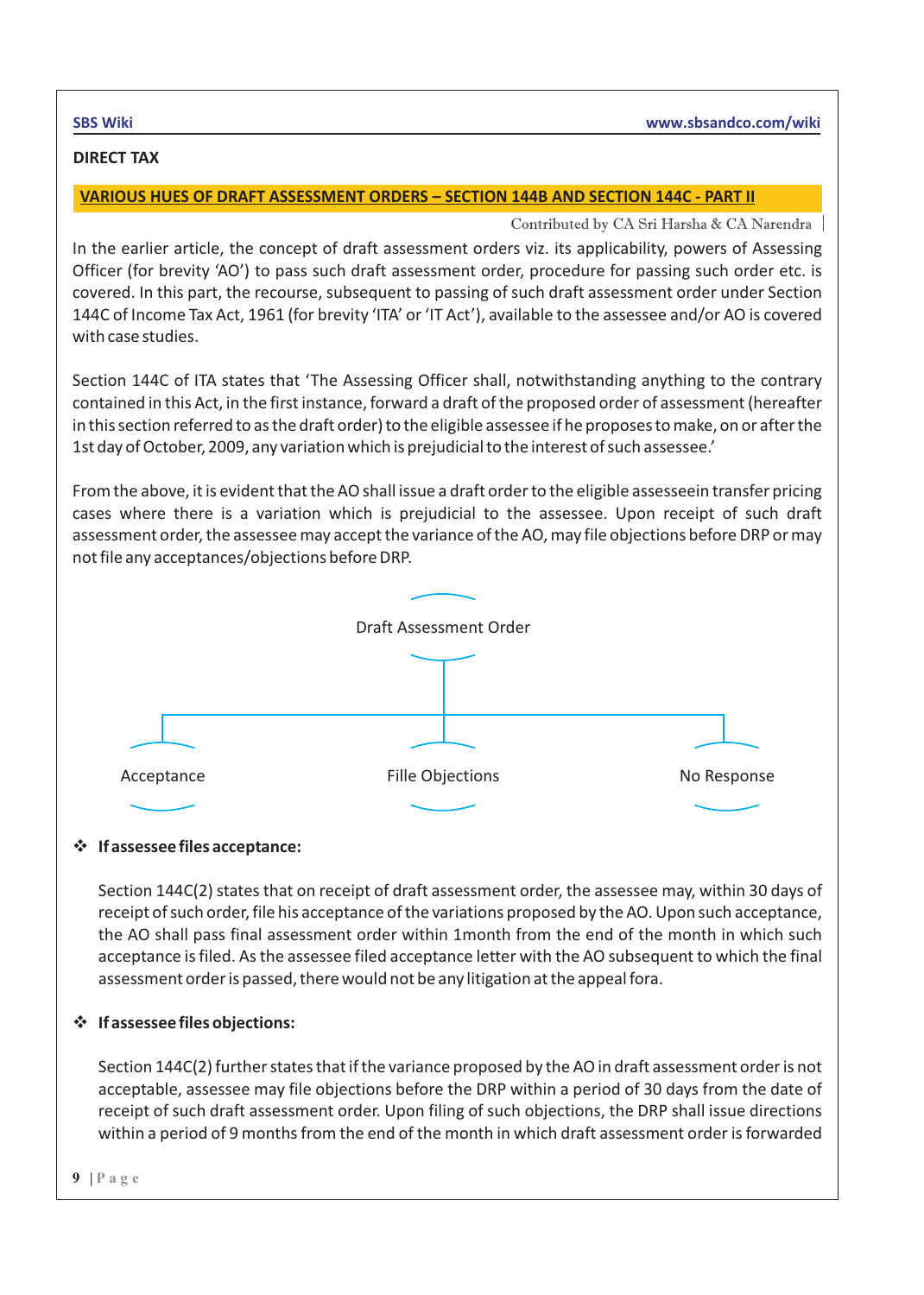**DIRECT TAX**

## VARIOUS HUES OF DRAFT ASSESSMENT ORDERS – SECTION 144B AND SECTION 144C - PART II

Contributed by CA Sri Harsha & CA Narendra

In the earlier article, the concept of draft assessment orders viz. its applicability, powers of Assessing Officer (for brevity 'AO') to pass such draft assessment order, procedure for passing such order etc. is covered. In this part, the recourse, subsequent to passing of such draft assessment order under Section 144C of Income Tax Act, 1961 (for brevity 'ITA' or 'IT Act'), available to the assessee and/or AO is covered with case studies.

Section 144C of ITA states that 'The Assessing Officer shall, notwithstanding anything to the contrary contained in this Act, in the first instance, forward a draft of the proposed order of assessment (hereafter in this section referred to as the draft order) to the eligible assessee if he proposes to make, on or after the 1st day of October, 2009, any variation which is prejudicial to the interest of such assessee.'

From the above, it is evident that the AO shall issue a draft order to the eligible assesseein transfer pricing cases where there is a variation which is prejudicial to the assessee. Upon receipt of such draft assessment order, the assessee may accept the variance of the AO, may file objections before DRP or may not file any acceptances/objections before DRP.

Draft Assessment Order

- Acceptance
- Fille Objections
- No Response

❖ **If assessee files acceptance:**

Section 144C(2) states that on receipt of draft assessment order, the assessee may, within 30 days of receipt of such order, file his acceptance of the variations proposed by the AO. Upon such acceptance, the AO shall pass final assessment order within 1month from the end of the month in which such acceptance is filed. As the assessee filed acceptance letter with the AO subsequent to which the final assessment order is passed, there would not be any litigation at the appeal fora.

❖ **If assessee files objections:**

Section 144C(2) further states that if the variance proposed by the AO in draft assessment order is not acceptable, assessee may file objections before the DRP within a period of 30 days from the date of receipt of such draft assessment order. Upon filing of such objections, the DRP shall issue directions within a period of 9 months from the end of the month in which draft assessment order is forwarded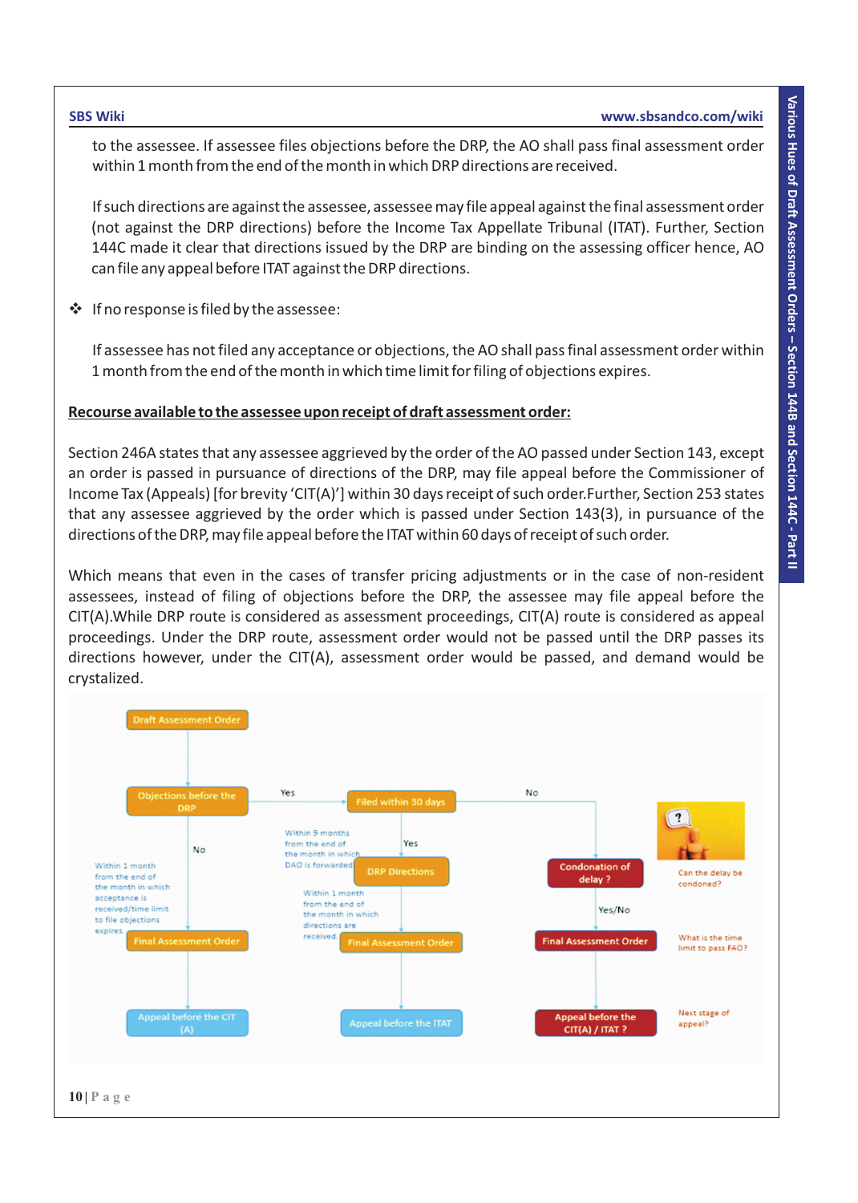to the assessee. If assessee files objections before the DRP, the AO shall pass final assessment order within 1 month from the end of the month in which DRP directions are received.

If such directions are against the assessee, assessee may file appeal against the final assessment order (not against the DRP directions) before the Income Tax Appellate Tribunal (ITAT). Further, Section 144C made it clear that directions issued by the DRP are binding on the assessing officer hence, AO can file any appeal before ITAT against the DRP directions.

- If no response is filed by the assessee:

  If assessee has not filed any acceptance or objections, the AO shall pass final assessment order within 1 month from the end of the month in which time limit for filing of objections expires.

**Recourse available to the assessee upon receipt of draft assessment order:**

Section 246A states that any assessee aggrieved by the order of the AO passed under Section 143, except an order is passed in pursuance of directions of the DRP, may file appeal before the Commissioner of Income Tax (Appeals) [for brevity 'CIT(A)'] within 30 days receipt of such order.Further, Section 253 states that any assessee aggrieved by the order which is passed under Section 143(3), in pursuance of the directions of the DRP, may file appeal before the ITAT within 60 days of receipt of such order.

Which means that even in the cases of transfer pricing adjustments or in the case of non-resident assessees, instead of filing of objections before the DRP, the assessee may file appeal before the CIT(A).While DRP route is considered as assessment proceedings, CIT(A) route is considered as appeal proceedings. Under the DRP route, assessment order would not be passed until the DRP passes its directions however, under the CIT(A), assessment order would be passed, and demand would be crystalized.

Draft Assessment Order → Objections before the DRP

- No → (Within 1 month from the end of the month in which acceptance is received/time limit to file objections expires) → Final Assessment Order → Appeal before the CIT (A)
- Yes → Filed within 30 days
  - Yes → (Within 9 months from the end of the month in which DAO is forwarded) → DRP Directions → (Within 1 month from the end of the month in which directions are received) → Final Assessment Order → Appeal before the ITAT
  - No → Condonation of delay ? (Can the delay be condoned?) → Yes/No → Final Assessment Order (What is the time limit to pass FAO?) → Appeal before the CIT(A) / ITAT ? (Next stage of appeal?)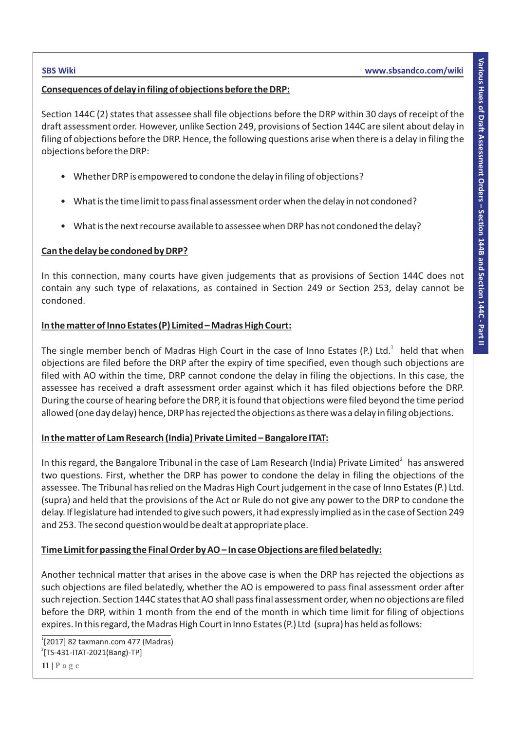**Consequences of delay in filing of objections before the DRP:**

Section 144C (2) states that assessee shall file objections before the DRP within 30 days of receipt of the draft assessment order. However, unlike Section 249, provisions of Section 144C are silent about delay in filing of objections before the DRP. Hence, the following questions arise when there is a delay in filing the objections before the DRP:

- Whether DRP is empowered to condone the delay in filing of objections?
- What is the time limit to pass final assessment order when the delay in not condoned?
- What is the next recourse available to assessee when DRP has not condoned the delay?

**Can the delay be condoned by DRP?**

In this connection, many courts have given judgements that as provisions of Section 144C does not contain any such type of relaxations, as contained in Section 249 or Section 253, delay cannot be condoned.

**In the matter of Inno Estates (P) Limited – Madras High Court:**

The single member bench of Madras High Court in the case of Inno Estates (P.) Ltd.[1] held that when objections are filed before the DRP after the expiry of time specified, even though such objections are filed with AO within the time, DRP cannot condone the delay in filing the objections. In this case, the assessee has received a draft assessment order against which it has filed objections before the DRP. During the course of hearing before the DRP, it is found that objections were filed beyond the time period allowed (one day delay) hence, DRP has rejected the objections as there was a delay in filing objections.

**In the matter of Lam Research (India) Private Limited – Bangalore ITAT:**

In this regard, the Bangalore Tribunal in the case of Lam Research (India) Private Limited[2] has answered two questions. First, whether the DRP has power to condone the delay in filing the objections of the assessee. The Tribunal has relied on the Madras High Court judgement in the case of Inno Estates (P.) Ltd. (supra) and held that the provisions of the Act or Rule do not give any power to the DRP to condone the delay. If legislature had intended to give such powers, it had expressly implied as in the case of Section 249 and 253. The second question would be dealt at appropriate place.

**Time Limit for passing the Final Order by AO – In case Objections are filed belatedly:**

Another technical matter that arises in the above case is when the DRP has rejected the objections as such objections are filed belatedly, whether the AO is empowered to pass final assessment order after such rejection. Section 144C states that AO shall pass final assessment order, when no objections are filed before the DRP, within 1 month from the end of the month in which time limit for filing of objections expires. In this regard, the Madras High Court in Inno Estates (P.) Ltd (supra) has held as follows:

[1] [2017] 82 taxmann.com 477 (Madras)

[2] [TS-431-ITAT-2021(Bang)-TP]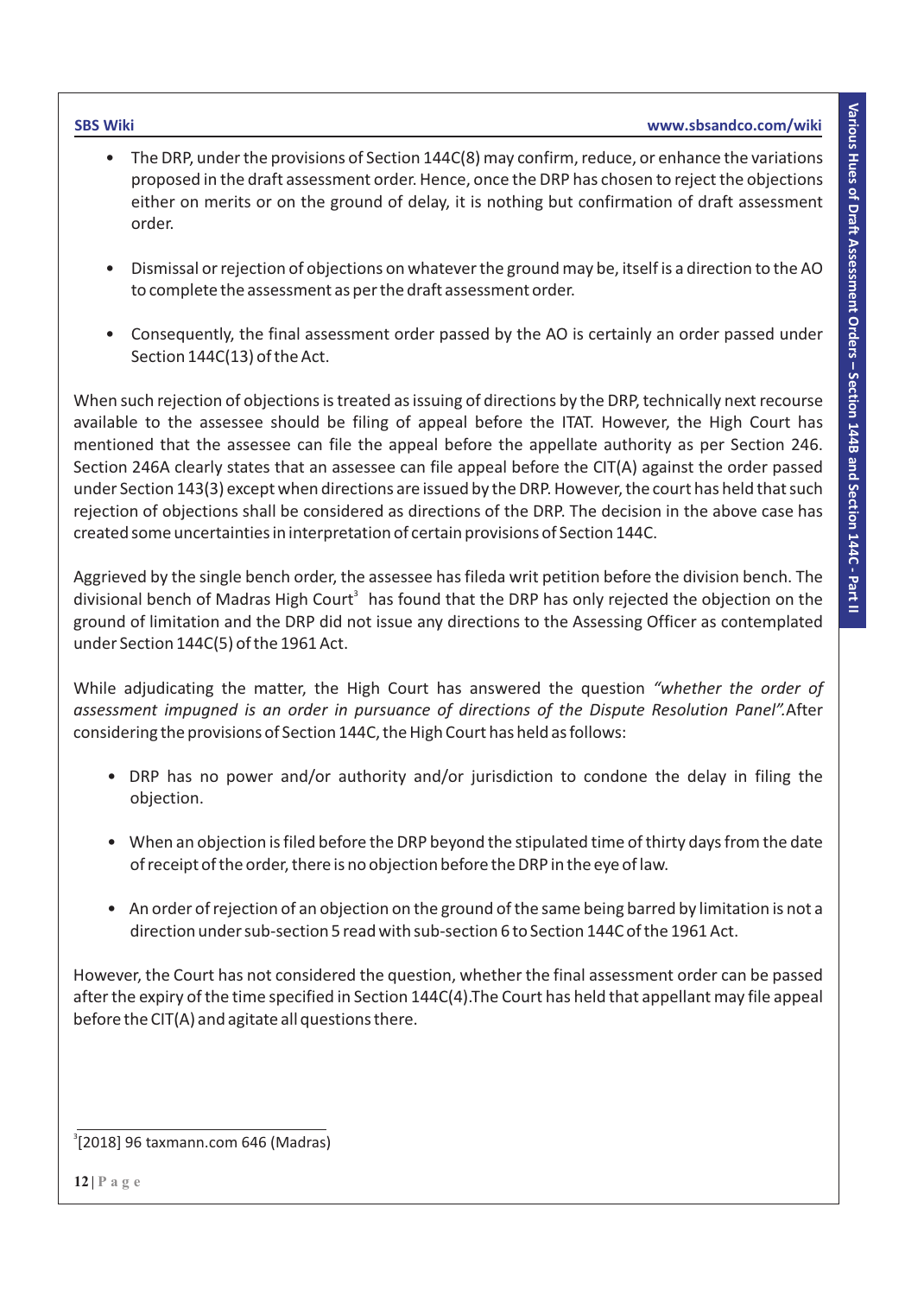- The DRP, under the provisions of Section 144C(8) may confirm, reduce, or enhance the variations proposed in the draft assessment order. Hence, once the DRP has chosen to reject the objections either on merits or on the ground of delay, it is nothing but confirmation of draft assessment order.

- Dismissal or rejection of objections on whatever the ground may be, itself is a direction to the AO to complete the assessment as per the draft assessment order.

- Consequently, the final assessment order passed by the AO is certainly an order passed under Section 144C(13) of the Act.

When such rejection of objections is treated as issuing of directions by the DRP, technically next recourse available to the assessee should be filing of appeal before the ITAT. However, the High Court has mentioned that the assessee can file the appeal before the appellate authority as per Section 246. Section 246A clearly states that an assessee can file appeal before the CIT(A) against the order passed under Section 143(3) except when directions are issued by the DRP. However, the court has held that such rejection of objections shall be considered as directions of the DRP. The decision in the above case has created some uncertainties in interpretation of certain provisions of Section 144C.

Aggrieved by the single bench order, the assessee has fileda writ petition before the division bench. The divisional bench of Madras High Court[3] has found that the DRP has only rejected the objection on the ground of limitation and the DRP did not issue any directions to the Assessing Officer as contemplated under Section 144C(5) of the 1961 Act.

While adjudicating the matter, the High Court has answered the question *"whether the order of assessment impugned is an order in pursuance of directions of the Dispute Resolution Panel".*After considering the provisions of Section 144C, the High Court has held as follows:

- DRP has no power and/or authority and/or jurisdiction to condone the delay in filing the objection.

- When an objection is filed before the DRP beyond the stipulated time of thirty days from the date of receipt of the order, there is no objection before the DRP in the eye of law.

- An order of rejection of an objection on the ground of the same being barred by limitation is not a direction under sub-section 5 read with sub-section 6 to Section 144C of the 1961 Act.

However, the Court has not considered the question, whether the final assessment order can be passed after the expiry of the time specified in Section 144C(4).The Court has held that appellant may file appeal before the CIT(A) and agitate all questions there.

---

[3] [2018] 96 taxmann.com 646 (Madras)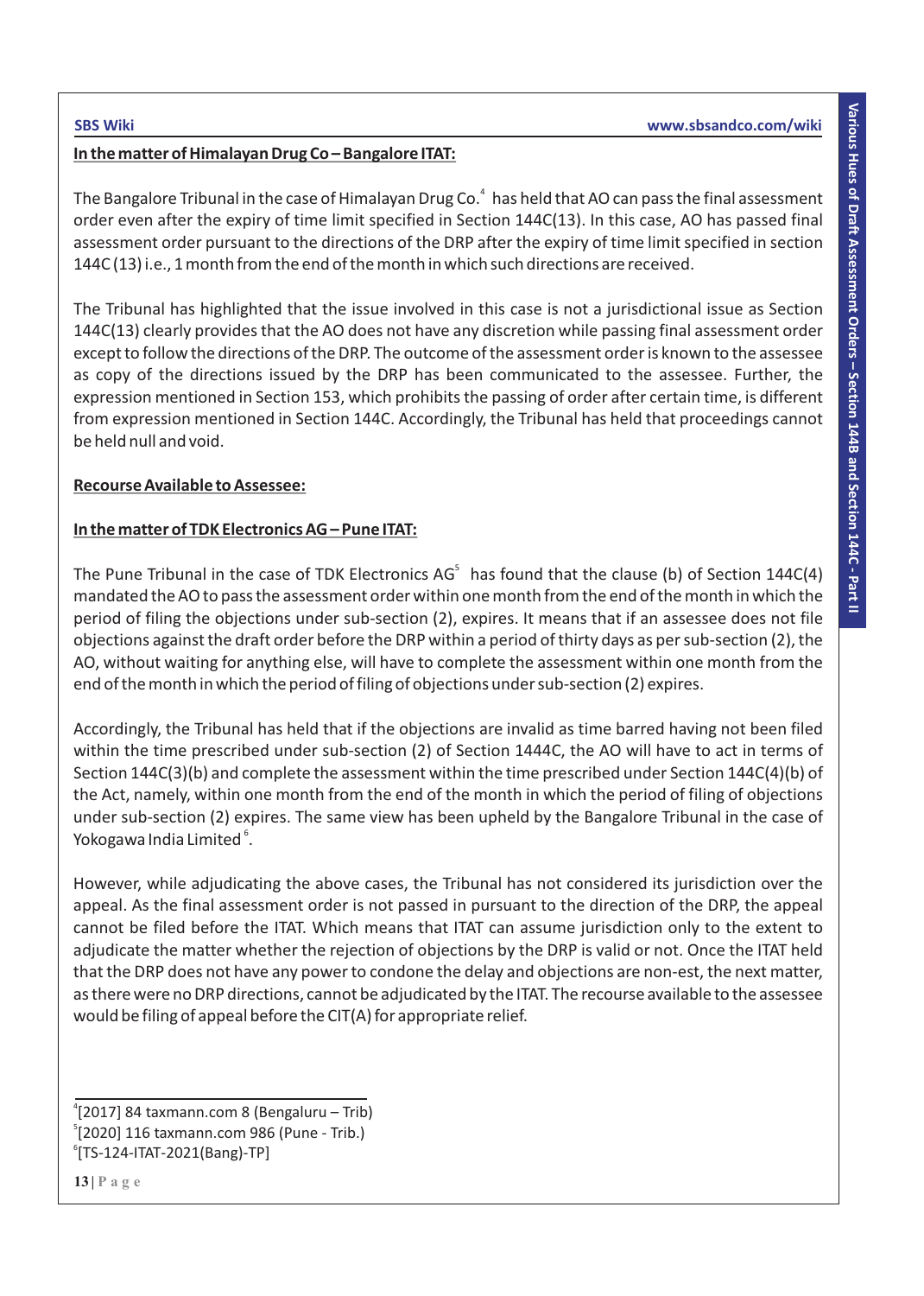**In the matter of Himalayan Drug Co – Bangalore ITAT:**

The Bangalore Tribunal in the case of Himalayan Drug Co.[4] has held that AO can pass the final assessment order even after the expiry of time limit specified in Section 144C(13). In this case, AO has passed final assessment order pursuant to the directions of the DRP after the expiry of time limit specified in section 144C (13) i.e., 1 month from the end of the month in which such directions are received.

The Tribunal has highlighted that the issue involved in this case is not a jurisdictional issue as Section 144C(13) clearly provides that the AO does not have any discretion while passing final assessment order except to follow the directions of the DRP. The outcome of the assessment order is known to the assessee as copy of the directions issued by the DRP has been communicated to the assessee. Further, the expression mentioned in Section 153, which prohibits the passing of order after certain time, is different from expression mentioned in Section 144C. Accordingly, the Tribunal has held that proceedings cannot be held null and void.

**Recourse Available to Assessee:**

**In the matter of TDK Electronics AG – Pune ITAT:**

The Pune Tribunal in the case of TDK Electronics AG[5] has found that the clause (b) of Section 144C(4) mandated the AO to pass the assessment order within one month from the end of the month in which the period of filing the objections under sub-section (2), expires. It means that if an assessee does not file objections against the draft order before the DRP within a period of thirty days as per sub-section (2), the AO, without waiting for anything else, will have to complete the assessment within one month from the end of the month in which the period of filing of objections under sub-section (2) expires.

Accordingly, the Tribunal has held that if the objections are invalid as time barred having not been filed within the time prescribed under sub-section (2) of Section 1444C, the AO will have to act in terms of Section 144C(3)(b) and complete the assessment within the time prescribed under Section 144C(4)(b) of the Act, namely, within one month from the end of the month in which the period of filing of objections under sub-section (2) expires. The same view has been upheld by the Bangalore Tribunal in the case of Yokogawa India Limited[6].

However, while adjudicating the above cases, the Tribunal has not considered its jurisdiction over the appeal. As the final assessment order is not passed in pursuant to the direction of the DRP, the appeal cannot be filed before the ITAT. Which means that ITAT can assume jurisdiction only to the extent to adjudicate the matter whether the rejection of objections by the DRP is valid or not. Once the ITAT held that the DRP does not have any power to condone the delay and objections are non-est, the next matter, as there were no DRP directions, cannot be adjudicated by the ITAT. The recourse available to the assessee would be filing of appeal before the CIT(A) for appropriate relief.

---

[4] [2017] 84 taxmann.com 8 (Bengaluru – Trib)

[5] [2020] 116 taxmann.com 986 (Pune - Trib.)

[6] [TS-124-ITAT-2021(Bang)-TP]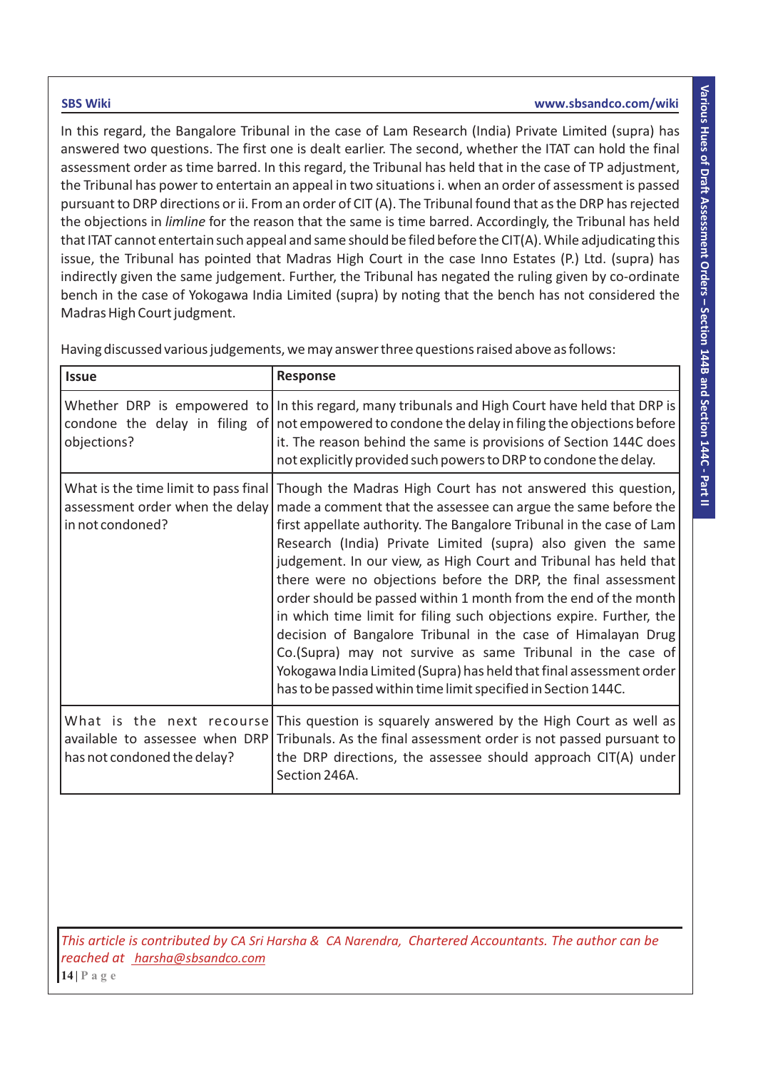In this regard, the Bangalore Tribunal in the case of Lam Research (India) Private Limited (supra) has answered two questions. The first one is dealt earlier. The second, whether the ITAT can hold the final assessment order as time barred. In this regard, the Tribunal has held that in the case of TP adjustment, the Tribunal has power to entertain an appeal in two situations i. when an order of assessment is passed pursuant to DRP directions or ii. From an order of CIT (A). The Tribunal found that as the DRP has rejected the objections in *limline* for the reason that the same is time barred. Accordingly, the Tribunal has held that ITAT cannot entertain such appeal and same should be filed before the CIT(A). While adjudicating this issue, the Tribunal has pointed that Madras High Court in the case Inno Estates (P.) Ltd. (supra) has indirectly given the same judgement. Further, the Tribunal has negated the ruling given by co-ordinate bench in the case of Yokogawa India Limited (supra) by noting that the bench has not considered the Madras High Court judgment.

Having discussed various judgements, we may answer three questions raised above as follows:

| Issue | Response |
| --- | --- |
| Whether DRP is empowered to condone the delay in filing of objections? | In this regard, many tribunals and High Court have held that DRP is not empowered to condone the delay in filing the objections before it. The reason behind the same is provisions of Section 144C does not explicitly provided such powers to DRP to condone the delay. |
| What is the time limit to pass final assessment order when the delay in not condoned? | Though the Madras High Court has not answered this question, made a comment that the assessee can argue the same before the first appellate authority. The Bangalore Tribunal in the case of Lam Research (India) Private Limited (supra) also given the same judgement. In our view, as High Court and Tribunal has held that there were no objections before the DRP, the final assessment order should be passed within 1 month from the end of the month in which time limit for filing such objections expire. Further, the decision of Bangalore Tribunal in the case of Himalayan Drug Co.(Supra) may not survive as same Tribunal in the case of Yokogawa India Limited (Supra) has held that final assessment order has to be passed within time limit specified in Section 144C. |
| What is the next recourse available to assessee when DRP has not condoned the delay? | This question is squarely answered by the High Court as well as Tribunals. As the final assessment order is not passed pursuant to the DRP directions, the assessee should approach CIT(A) under Section 246A. |

*This article is contributed by CA Sri Harsha & CA Narendra, Chartered Accountants. The author can be reached at harsha@sbsandco.com*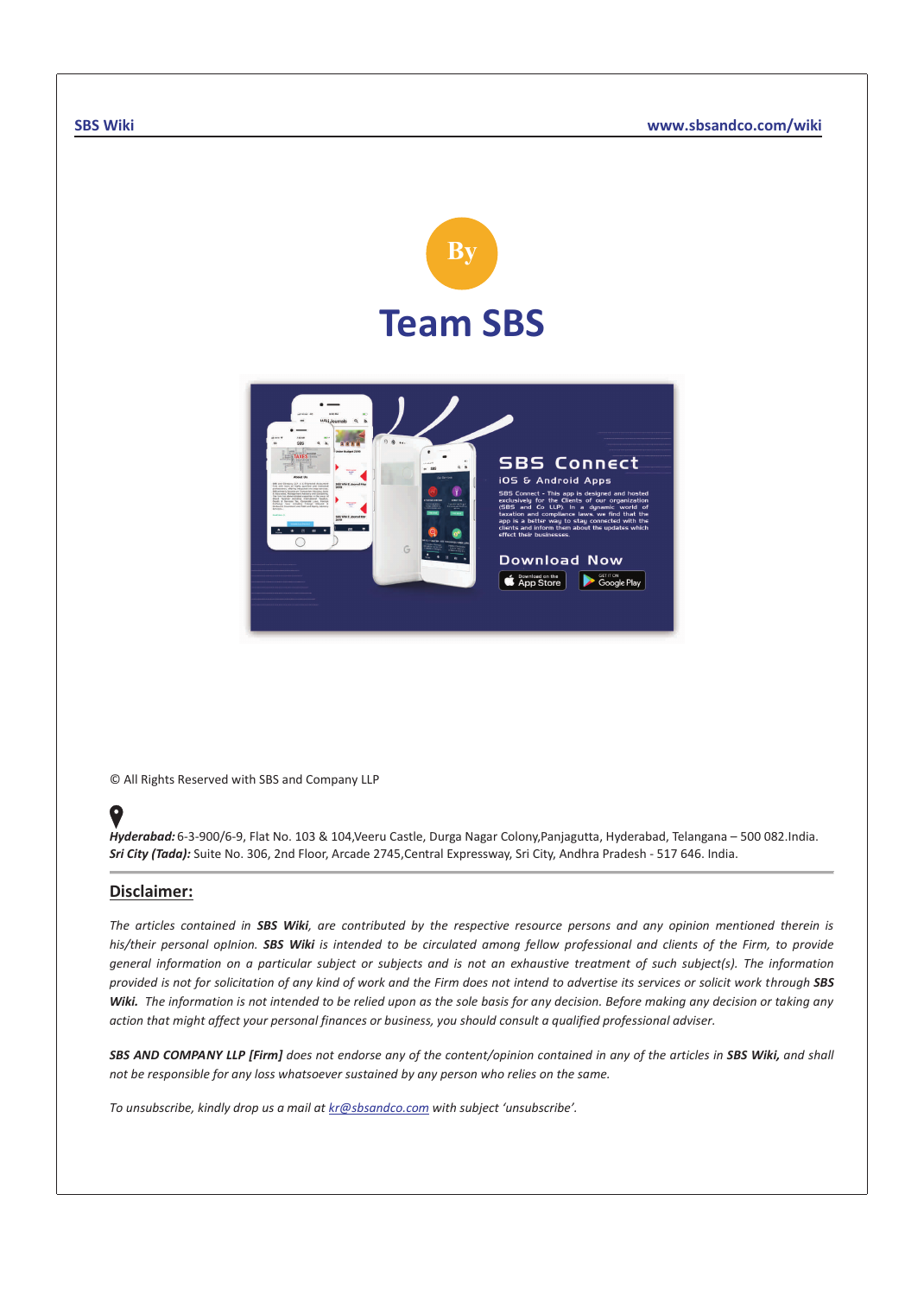By

# Team SBS

SBS Connect

iOS & Android Apps

SBS Connect - This app is designed and hosted exclusively for the Clients of our organization (SBS and Co LLP). In a dynamic world of taxation and compliance laws, we find that the app is a better way to stay connected with the clients and inform them about the updates which effect their businesses.

Download Now

© All Rights Reserved with SBS and Company LLP

***Hyderabad:*** 6-3-900/6-9, Flat No. 103 & 104,Veeru Castle, Durga Nagar Colony,Panjagutta, Hyderabad, Telangana – 500 082.India.
***Sri City (Tada):*** Suite No. 306, 2nd Floor, Arcade 2745,Central Expressway, Sri City, Andhra Pradesh - 517 646. India.

## Disclaimer:

*The articles contained in **SBS Wiki**, are contributed by the respective resource persons and any opinion mentioned therein is his/their personal opInion. **SBS Wiki** is intended to be circulated among fellow professional and clients of the Firm, to provide general information on a particular subject or subjects and is not an exhaustive treatment of such subject(s). The information provided is not for solicitation of any kind of work and the Firm does not intend to advertise its services or solicit work through **SBS Wiki.** The information is not intended to be relied upon as the sole basis for any decision. Before making any decision or taking any action that might affect your personal finances or business, you should consult a qualified professional adviser.*

***SBS AND COMPANY LLP [Firm]** does not endorse any of the content/opinion contained in any of the articles in **SBS Wiki,** and shall not be responsible for any loss whatsoever sustained by any person who relies on the same.*

*To unsubscribe, kindly drop us a mail at kr@sbsandco.com with subject 'unsubscribe'.*